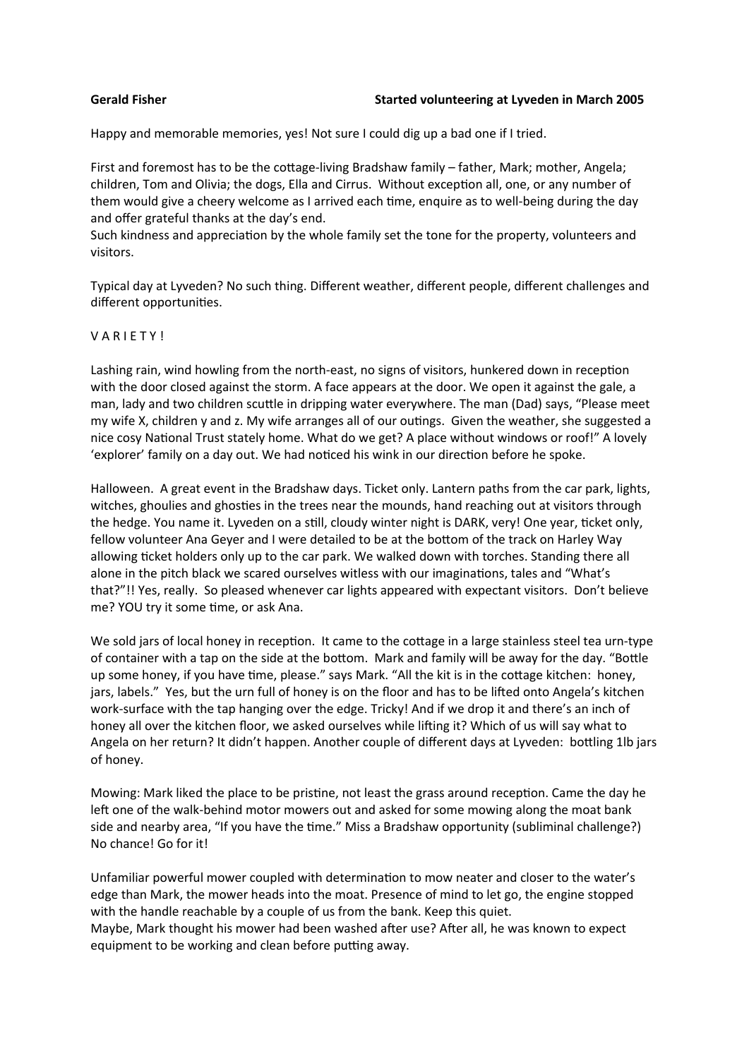**Gerald Fisher** **Started volunteering at Lyveden in March 2005**

Happy and memorable memories, yes! Not sure I could dig up a bad one if I tried.

First and foremost has to be the cottage-living Bradshaw family – father, Mark; mother, Angela; children, Tom and Olivia; the dogs, Ella and Cirrus. Without exception all, one, or any number of them would give a cheery welcome as I arrived each time, enquire as to well-being during the day and offer grateful thanks at the day's end.
Such kindness and appreciation by the whole family set the tone for the property, volunteers and visitors.

Typical day at Lyveden? No such thing. Different weather, different people, different challenges and different opportunities.

V A R I E T Y !

Lashing rain, wind howling from the north-east, no signs of visitors, hunkered down in reception with the door closed against the storm. A face appears at the door. We open it against the gale, a man, lady and two children scuttle in dripping water everywhere. The man (Dad) says, "Please meet my wife X, children y and z. My wife arranges all of our outings. Given the weather, she suggested a nice cosy National Trust stately home. What do we get? A place without windows or roof!" A lovely 'explorer' family on a day out. We had noticed his wink in our direction before he spoke.

Halloween. A great event in the Bradshaw days. Ticket only. Lantern paths from the car park, lights, witches, ghoulies and ghosties in the trees near the mounds, hand reaching out at visitors through the hedge. You name it. Lyveden on a still, cloudy winter night is DARK, very! One year, ticket only, fellow volunteer Ana Geyer and I were detailed to be at the bottom of the track on Harley Way allowing ticket holders only up to the car park. We walked down with torches. Standing there all alone in the pitch black we scared ourselves witless with our imaginations, tales and "What's that?"!! Yes, really. So pleased whenever car lights appeared with expectant visitors. Don't believe me? YOU try it some time, or ask Ana.

We sold jars of local honey in reception. It came to the cottage in a large stainless steel tea urn-type of container with a tap on the side at the bottom. Mark and family will be away for the day. "Bottle up some honey, if you have time, please." says Mark. "All the kit is in the cottage kitchen: honey, jars, labels." Yes, but the urn full of honey is on the floor and has to be lifted onto Angela's kitchen work-surface with the tap hanging over the edge. Tricky! And if we drop it and there's an inch of honey all over the kitchen floor, we asked ourselves while lifting it? Which of us will say what to Angela on her return? It didn't happen. Another couple of different days at Lyveden: bottling 1lb jars of honey.

Mowing: Mark liked the place to be pristine, not least the grass around reception. Came the day he left one of the walk-behind motor mowers out and asked for some mowing along the moat bank side and nearby area, "If you have the time." Miss a Bradshaw opportunity (subliminal challenge?) No chance! Go for it!

Unfamiliar powerful mower coupled with determination to mow neater and closer to the water's edge than Mark, the mower heads into the moat. Presence of mind to let go, the engine stopped with the handle reachable by a couple of us from the bank. Keep this quiet.
Maybe, Mark thought his mower had been washed after use? After all, he was known to expect equipment to be working and clean before putting away.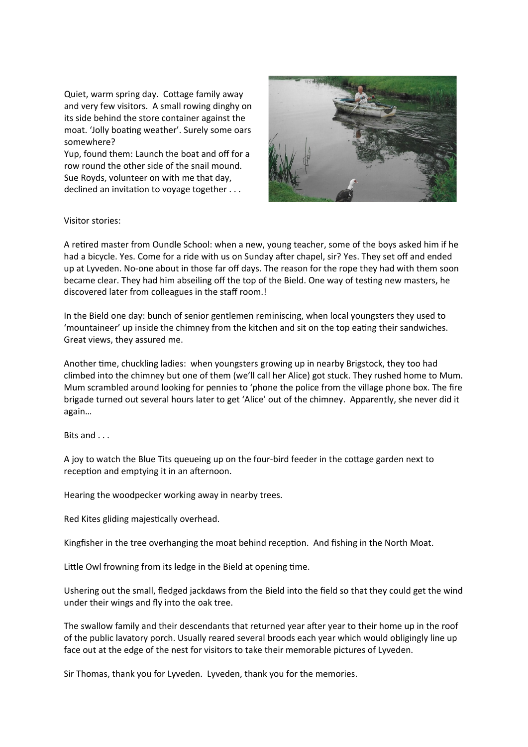Quiet, warm spring day. Cottage family away and very few visitors. A small rowing dinghy on its side behind the store container against the moat. 'Jolly boating weather'. Surely some oars somewhere?

Yup, found them: Launch the boat and off for a row round the other side of the snail mound. Sue Royds, volunteer on with me that day, declined an invitation to voyage together . . .

Visitor stories:

A retired master from Oundle School: when a new, young teacher, some of the boys asked him if he had a bicycle. Yes. Come for a ride with us on Sunday after chapel, sir? Yes. They set off and ended up at Lyveden. No-one about in those far off days. The reason for the rope they had with them soon became clear. They had him abseiling off the top of the Bield. One way of testing new masters, he discovered later from colleagues in the staff room.!

In the Bield one day: bunch of senior gentlemen reminiscing, when local youngsters they used to 'mountaineer' up inside the chimney from the kitchen and sit on the top eating their sandwiches. Great views, they assured me.

Another time, chuckling ladies: when youngsters growing up in nearby Brigstock, they too had climbed into the chimney but one of them (we'll call her Alice) got stuck. They rushed home to Mum. Mum scrambled around looking for pennies to 'phone the police from the village phone box. The fire brigade turned out several hours later to get 'Alice' out of the chimney. Apparently, she never did it again…

Bits and . . .

A joy to watch the Blue Tits queueing up on the four-bird feeder in the cottage garden next to reception and emptying it in an afternoon.

Hearing the woodpecker working away in nearby trees.

Red Kites gliding majestically overhead.

Kingfisher in the tree overhanging the moat behind reception. And fishing in the North Moat.

Little Owl frowning from its ledge in the Bield at opening time.

Ushering out the small, fledged jackdaws from the Bield into the field so that they could get the wind under their wings and fly into the oak tree.

The swallow family and their descendants that returned year after year to their home up in the roof of the public lavatory porch. Usually reared several broods each year which would obligingly line up face out at the edge of the nest for visitors to take their memorable pictures of Lyveden.

Sir Thomas, thank you for Lyveden. Lyveden, thank you for the memories.